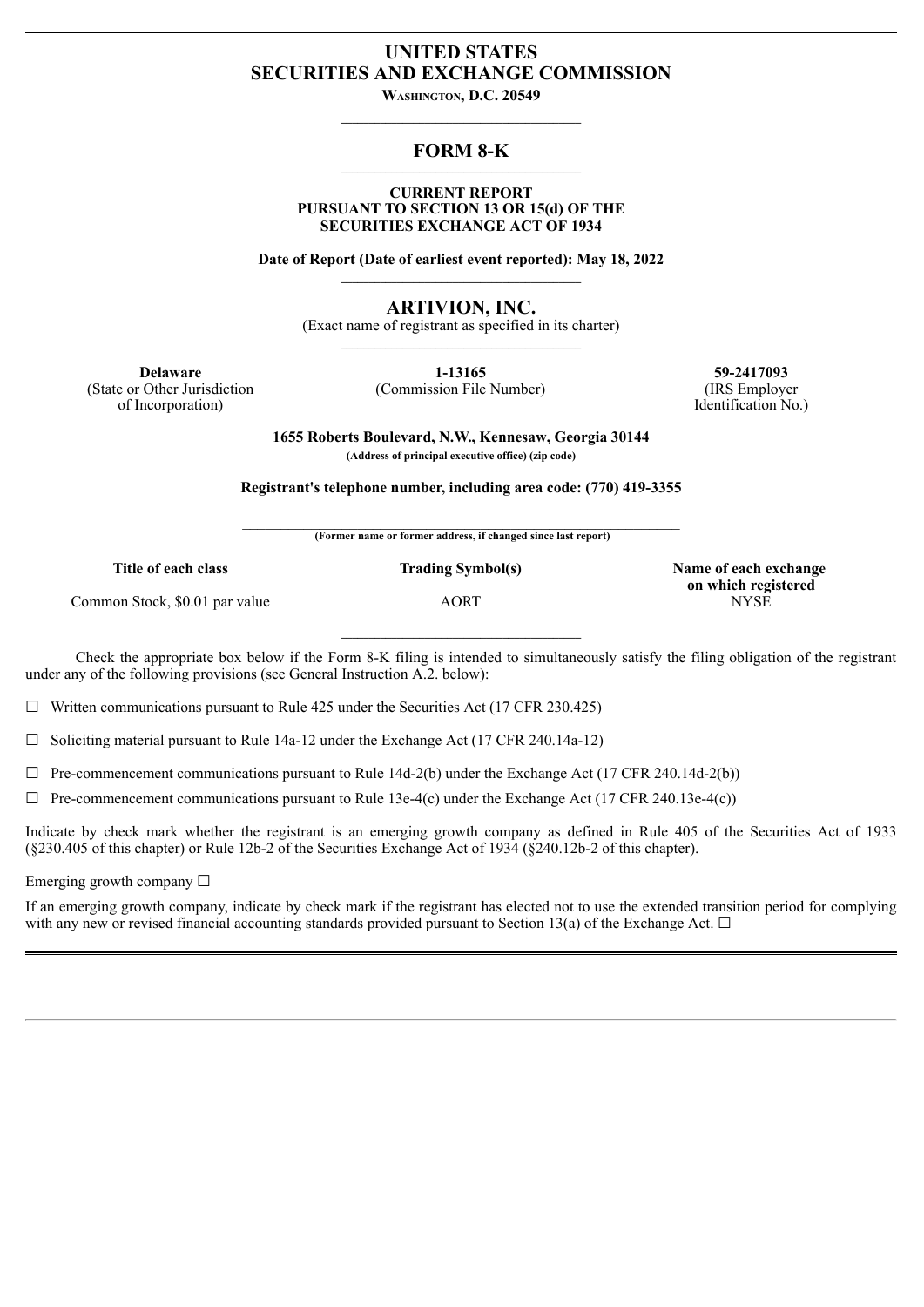# UNITED STATES
# SECURITIES AND EXCHANGE COMMISSION

**WASHINGTON, D.C. 20549**

## FORM 8-K

**CURRENT REPORT**
**PURSUANT TO SECTION 13 OR 15(d) OF THE**
**SECURITIES EXCHANGE ACT OF 1934**

**Date of Report (Date of earliest event reported): May 18, 2022**

## ARTIVION, INC.

(Exact name of registrant as specified in its charter)

| **Delaware** | **1-13165** | **59-2417093** |
|---|---|---|
| (State or Other Jurisdiction of Incorporation) | (Commission File Number) | (IRS Employer Identification No.) |

**1655 Roberts Boulevard, N.W., Kennesaw, Georgia 30144**
**(Address of principal executive office) (zip code)**

**Registrant's telephone number, including area code: (770) 419-3355**

**(Former name or former address, if changed since last report)**

| Title of each class | Trading Symbol(s) | Name of each exchange on which registered |
|---|---|---|
| Common Stock, $0.01 par value | AORT | NYSE |

Check the appropriate box below if the Form 8-K filing is intended to simultaneously satisfy the filing obligation of the registrant under any of the following provisions (see General Instruction A.2. below):

☐ Written communications pursuant to Rule 425 under the Securities Act (17 CFR 230.425)

☐ Soliciting material pursuant to Rule 14a-12 under the Exchange Act (17 CFR 240.14a-12)

☐ Pre-commencement communications pursuant to Rule 14d-2(b) under the Exchange Act (17 CFR 240.14d-2(b))

☐ Pre-commencement communications pursuant to Rule 13e-4(c) under the Exchange Act (17 CFR 240.13e-4(c))

Indicate by check mark whether the registrant is an emerging growth company as defined in Rule 405 of the Securities Act of 1933 (§230.405 of this chapter) or Rule 12b-2 of the Securities Exchange Act of 1934 (§240.12b-2 of this chapter).

Emerging growth company ☐

If an emerging growth company, indicate by check mark if the registrant has elected not to use the extended transition period for complying with any new or revised financial accounting standards provided pursuant to Section 13(a) of the Exchange Act. ☐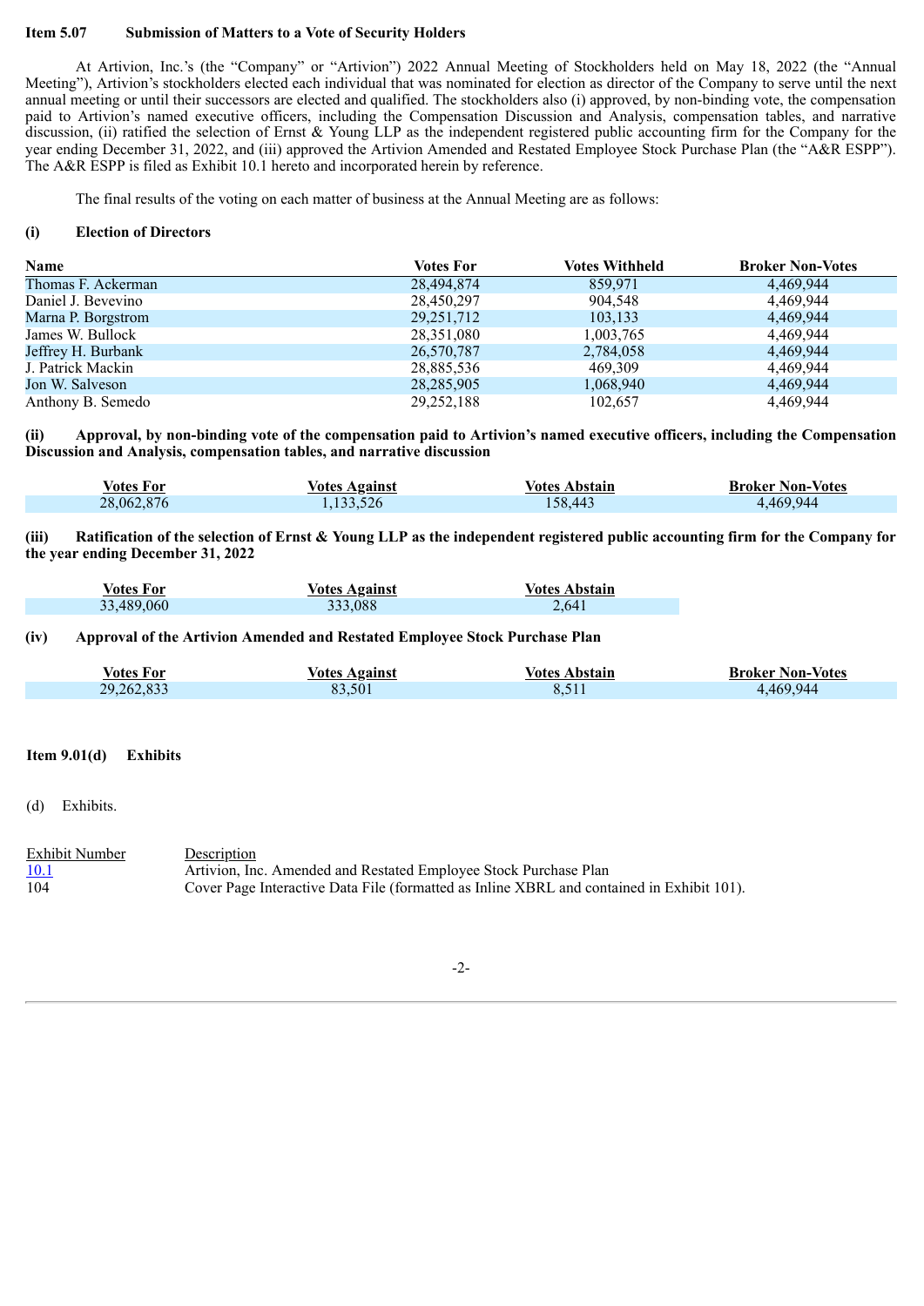**Item 5.07 Submission of Matters to a Vote of Security Holders**

At Artivion, Inc.'s (the "Company" or "Artivion") 2022 Annual Meeting of Stockholders held on May 18, 2022 (the "Annual Meeting"), Artivion's stockholders elected each individual that was nominated for election as director of the Company to serve until the next annual meeting or until their successors are elected and qualified. The stockholders also (i) approved, by non-binding vote, the compensation paid to Artivion's named executive officers, including the Compensation Discussion and Analysis, compensation tables, and narrative discussion, (ii) ratified the selection of Ernst & Young LLP as the independent registered public accounting firm for the Company for the year ending December 31, 2022, and (iii) approved the Artivion Amended and Restated Employee Stock Purchase Plan (the "A&R ESPP"). The A&R ESPP is filed as Exhibit 10.1 hereto and incorporated herein by reference.

The final results of the voting on each matter of business at the Annual Meeting are as follows:

**(i) Election of Directors**

| Name | Votes For | Votes Withheld | Broker Non-Votes |
|---|---|---|---|
| Thomas F. Ackerman | 28,494,874 | 859,971 | 4,469,944 |
| Daniel J. Bevevino | 28,450,297 | 904,548 | 4,469,944 |
| Marna P. Borgstrom | 29,251,712 | 103,133 | 4,469,944 |
| James W. Bullock | 28,351,080 | 1,003,765 | 4,469,944 |
| Jeffrey H. Burbank | 26,570,787 | 2,784,058 | 4,469,944 |
| J. Patrick Mackin | 28,885,536 | 469,309 | 4,469,944 |
| Jon W. Salveson | 28,285,905 | 1,068,940 | 4,469,944 |
| Anthony B. Semedo | 29,252,188 | 102,657 | 4,469,944 |

**(ii) Approval, by non-binding vote of the compensation paid to Artivion's named executive officers, including the Compensation Discussion and Analysis, compensation tables, and narrative discussion**

| Votes For | Votes Against | Votes Abstain | Broker Non-Votes |
|---|---|---|---|
| 28,062,876 | 1,133,526 | 158,443 | 4,469,944 |

**(iii) Ratification of the selection of Ernst & Young LLP as the independent registered public accounting firm for the Company for the year ending December 31, 2022**

| Votes For | Votes Against | Votes Abstain |
|---|---|---|
| 33,489,060 | 333,088 | 2,641 |

**(iv) Approval of the Artivion Amended and Restated Employee Stock Purchase Plan**

| Votes For | Votes Against | Votes Abstain | Broker Non-Votes |
|---|---|---|---|
| 29,262,833 | 83,501 | 8,511 | 4,469,944 |

**Item 9.01(d) Exhibits**

(d) Exhibits.

| Exhibit Number | Description |
|---|---|
| 10.1 | Artivion, Inc. Amended and Restated Employee Stock Purchase Plan |
| 104 | Cover Page Interactive Data File (formatted as Inline XBRL and contained in Exhibit 101). |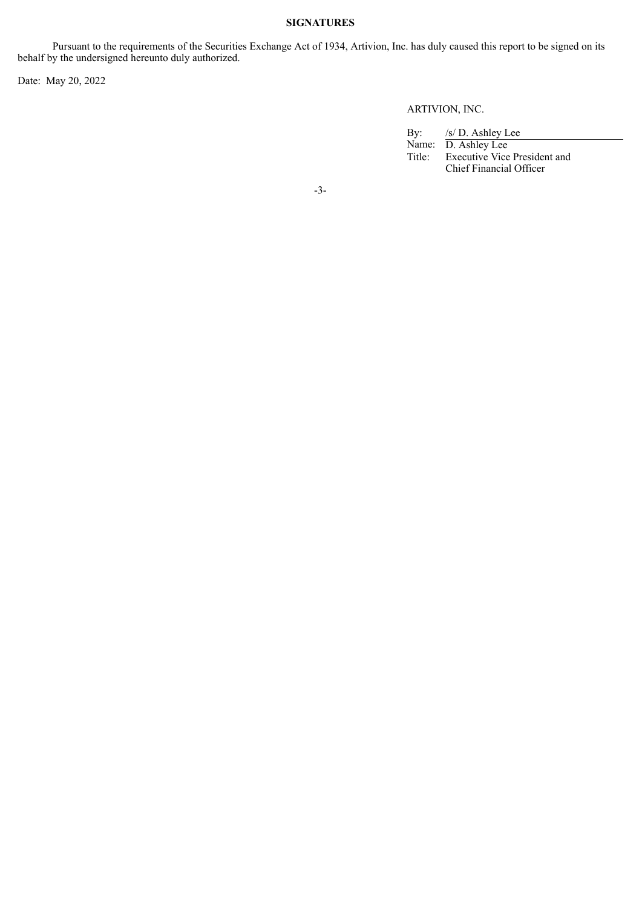**SIGNATURES**

Pursuant to the requirements of the Securities Exchange Act of 1934, Artivion, Inc. has duly caused this report to be signed on its behalf by the undersigned hereunto duly authorized.

Date: May 20, 2022

ARTIVION, INC.

By: /s/ D. Ashley Lee
Name: D. Ashley Lee
Title: Executive Vice President and Chief Financial Officer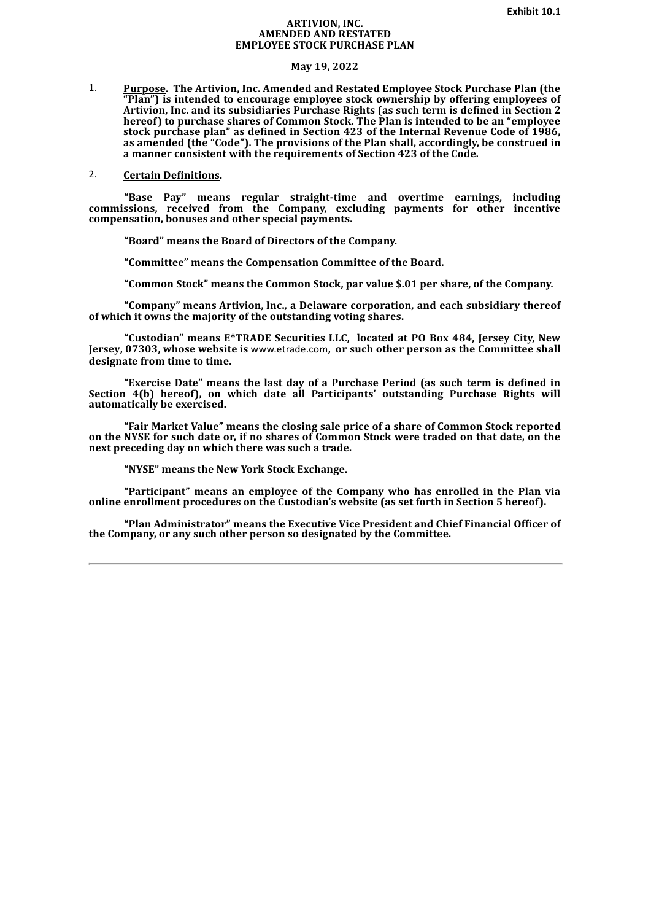**Exhibit 10.1**

# ARTIVION, INC.
# AMENDED AND RESTATED
# EMPLOYEE STOCK PURCHASE PLAN

**May 19, 2022**

1. **Purpose. The Artivion, Inc. Amended and Restated Employee Stock Purchase Plan (the "Plan") is intended to encourage employee stock ownership by offering employees of Artivion, Inc. and its subsidiaries Purchase Rights (as such term is defined in Section 2 hereof) to purchase shares of Common Stock. The Plan is intended to be an "employee stock purchase plan" as defined in Section 423 of the Internal Revenue Code of 1986, as amended (the "Code"). The provisions of the Plan shall, accordingly, be construed in a manner consistent with the requirements of Section 423 of the Code.**

2. **Certain Definitions.**

**"Base Pay" means regular straight-time and overtime earnings, including commissions, received from the Company, excluding payments for other incentive compensation, bonuses and other special payments.**

**"Board" means the Board of Directors of the Company.**

**"Committee" means the Compensation Committee of the Board.**

**"Common Stock" means the Common Stock, par value $.01 per share, of the Company.**

**"Company" means Artivion, Inc., a Delaware corporation, and each subsidiary thereof of which it owns the majority of the outstanding voting shares.**

**"Custodian" means E*TRADE Securities LLC, located at PO Box 484, Jersey City, New Jersey, 07303, whose website is** www.etrade.com**, or such other person as the Committee shall designate from time to time.**

**"Exercise Date" means the last day of a Purchase Period (as such term is defined in Section 4(b) hereof), on which date all Participants' outstanding Purchase Rights will automatically be exercised.**

**"Fair Market Value" means the closing sale price of a share of Common Stock reported on the NYSE for such date or, if no shares of Common Stock were traded on that date, on the next preceding day on which there was such a trade.**

**"NYSE" means the New York Stock Exchange.**

**"Participant" means an employee of the Company who has enrolled in the Plan via online enrollment procedures on the Custodian's website (as set forth in Section 5 hereof).**

**"Plan Administrator" means the Executive Vice President and Chief Financial Officer of the Company, or any such other person so designated by the Committee.**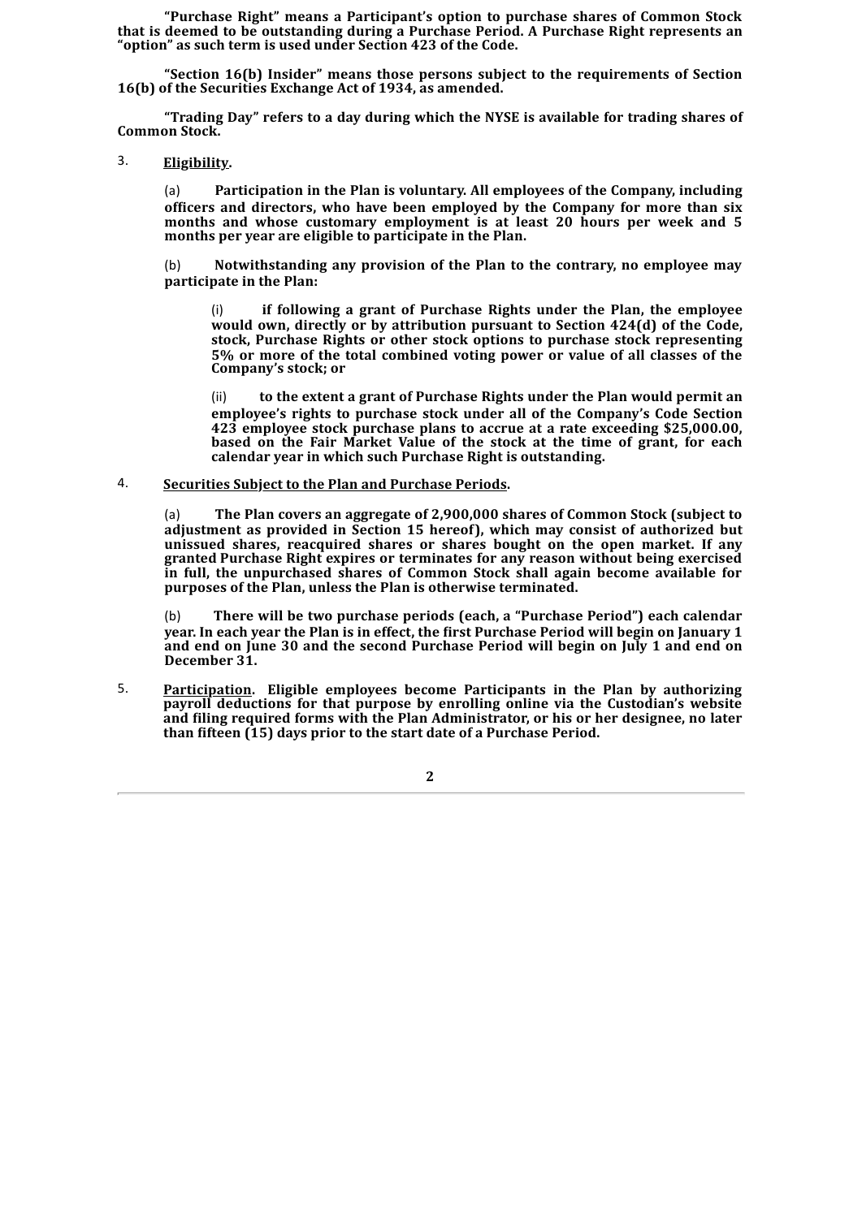**"Purchase Right" means a Participant's option to purchase shares of Common Stock that is deemed to be outstanding during a Purchase Period. A Purchase Right represents an "option" as such term is used under Section 423 of the Code.**

**"Section 16(b) Insider" means those persons subject to the requirements of Section 16(b) of the Securities Exchange Act of 1934, as amended.**

**"Trading Day" refers to a day during which the NYSE is available for trading shares of Common Stock.**

3. **Eligibility.**

(a) **Participation in the Plan is voluntary. All employees of the Company, including officers and directors, who have been employed by the Company for more than six months and whose customary employment is at least 20 hours per week and 5 months per year are eligible to participate in the Plan.**

(b) **Notwithstanding any provision of the Plan to the contrary, no employee may participate in the Plan:**

(i) **if following a grant of Purchase Rights under the Plan, the employee would own, directly or by attribution pursuant to Section 424(d) of the Code, stock, Purchase Rights or other stock options to purchase stock representing 5% or more of the total combined voting power or value of all classes of the Company's stock; or**

(ii) **to the extent a grant of Purchase Rights under the Plan would permit an employee's rights to purchase stock under all of the Company's Code Section 423 employee stock purchase plans to accrue at a rate exceeding $25,000.00, based on the Fair Market Value of the stock at the time of grant, for each calendar year in which such Purchase Right is outstanding.**

4. **Securities Subject to the Plan and Purchase Periods.**

(a) **The Plan covers an aggregate of 2,900,000 shares of Common Stock (subject to adjustment as provided in Section 15 hereof), which may consist of authorized but unissued shares, reacquired shares or shares bought on the open market. If any granted Purchase Right expires or terminates for any reason without being exercised in full, the unpurchased shares of Common Stock shall again become available for purposes of the Plan, unless the Plan is otherwise terminated.**

(b) **There will be two purchase periods (each, a "Purchase Period") each calendar year. In each year the Plan is in effect, the first Purchase Period will begin on January 1 and end on June 30 and the second Purchase Period will begin on July 1 and end on December 31.**

5. **Participation. Eligible employees become Participants in the Plan by authorizing payroll deductions for that purpose by enrolling online via the Custodian's website and filing required forms with the Plan Administrator, or his or her designee, no later than fifteen (15) days prior to the start date of a Purchase Period.**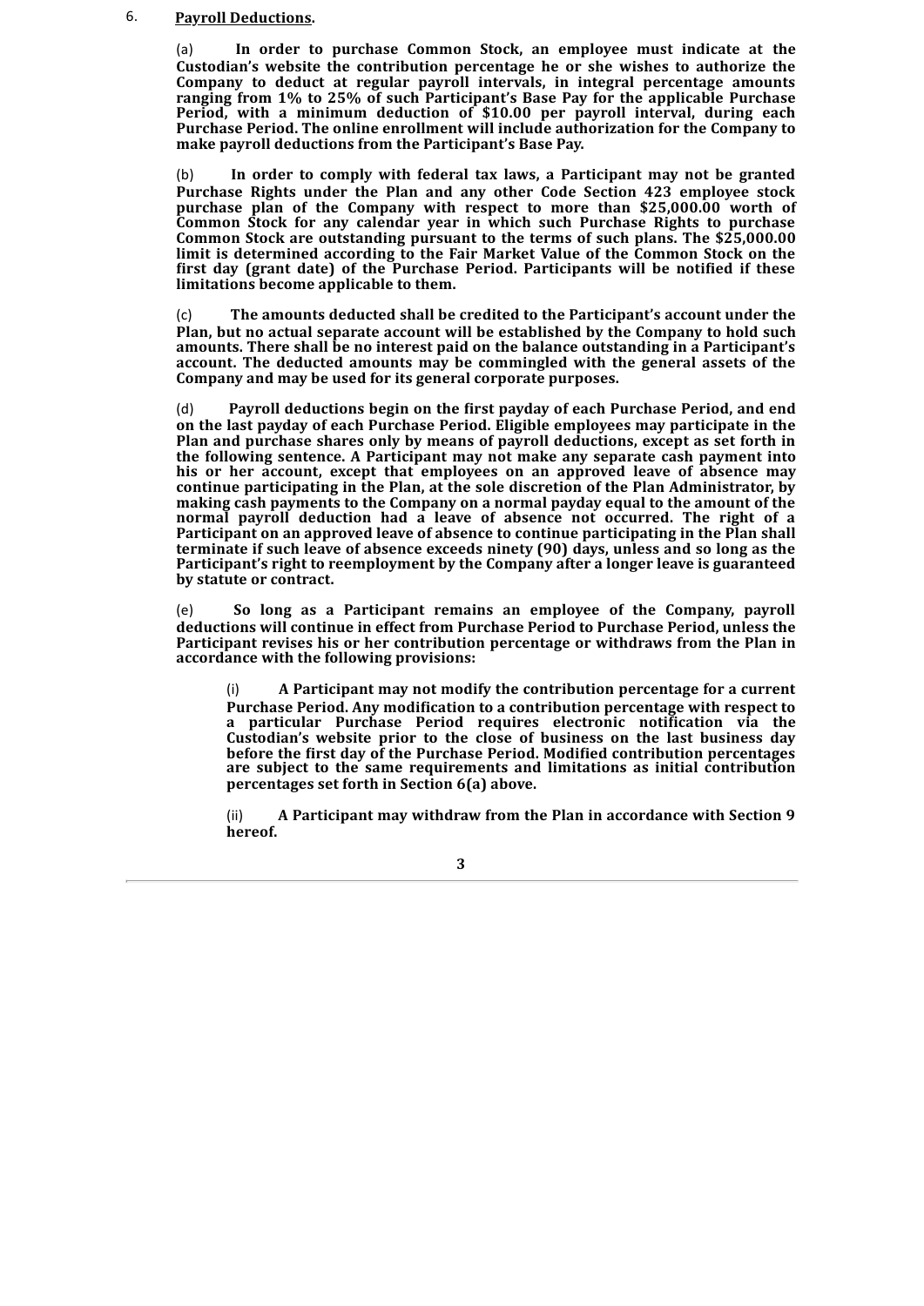6. **Payroll Deductions.**

(a) **In order to purchase Common Stock, an employee must indicate at the Custodian's website the contribution percentage he or she wishes to authorize the Company to deduct at regular payroll intervals, in integral percentage amounts ranging from 1% to 25% of such Participant's Base Pay for the applicable Purchase Period, with a minimum deduction of $10.00 per payroll interval, during each Purchase Period. The online enrollment will include authorization for the Company to make payroll deductions from the Participant's Base Pay.**

(b) **In order to comply with federal tax laws, a Participant may not be granted Purchase Rights under the Plan and any other Code Section 423 employee stock purchase plan of the Company with respect to more than $25,000.00 worth of Common Stock for any calendar year in which such Purchase Rights to purchase Common Stock are outstanding pursuant to the terms of such plans. The $25,000.00 limit is determined according to the Fair Market Value of the Common Stock on the first day (grant date) of the Purchase Period. Participants will be notified if these limitations become applicable to them.**

(c) **The amounts deducted shall be credited to the Participant's account under the Plan, but no actual separate account will be established by the Company to hold such amounts. There shall be no interest paid on the balance outstanding in a Participant's account. The deducted amounts may be commingled with the general assets of the Company and may be used for its general corporate purposes.**

(d) **Payroll deductions begin on the first payday of each Purchase Period, and end on the last payday of each Purchase Period. Eligible employees may participate in the Plan and purchase shares only by means of payroll deductions, except as set forth in the following sentence. A Participant may not make any separate cash payment into his or her account, except that employees on an approved leave of absence may continue participating in the Plan, at the sole discretion of the Plan Administrator, by making cash payments to the Company on a normal payday equal to the amount of the normal payroll deduction had a leave of absence not occurred. The right of a Participant on an approved leave of absence to continue participating in the Plan shall terminate if such leave of absence exceeds ninety (90) days, unless and so long as the Participant's right to reemployment by the Company after a longer leave is guaranteed by statute or contract.**

(e) **So long as a Participant remains an employee of the Company, payroll deductions will continue in effect from Purchase Period to Purchase Period, unless the Participant revises his or her contribution percentage or withdraws from the Plan in accordance with the following provisions:**

(i) **A Participant may not modify the contribution percentage for a current Purchase Period. Any modification to a contribution percentage with respect to a particular Purchase Period requires electronic notification via the Custodian's website prior to the close of business on the last business day before the first day of the Purchase Period. Modified contribution percentages are subject to the same requirements and limitations as initial contribution percentages set forth in Section 6(a) above.**

(ii) **A Participant may withdraw from the Plan in accordance with Section 9 hereof.**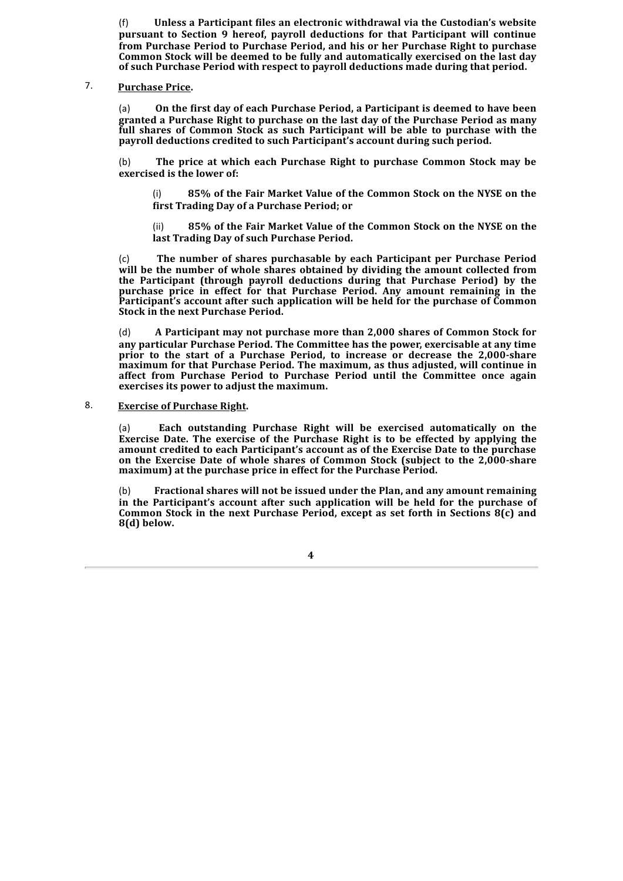(f) **Unless a Participant files an electronic withdrawal via the Custodian's website pursuant to Section 9 hereof, payroll deductions for that Participant will continue from Purchase Period to Purchase Period, and his or her Purchase Right to purchase Common Stock will be deemed to be fully and automatically exercised on the last day of such Purchase Period with respect to payroll deductions made during that period.**

7. **Purchase Price.**

(a) **On the first day of each Purchase Period, a Participant is deemed to have been granted a Purchase Right to purchase on the last day of the Purchase Period as many full shares of Common Stock as such Participant will be able to purchase with the payroll deductions credited to such Participant's account during such period.**

(b) **The price at which each Purchase Right to purchase Common Stock may be exercised is the lower of:**

(i) **85% of the Fair Market Value of the Common Stock on the NYSE on the first Trading Day of a Purchase Period; or**

(ii) **85% of the Fair Market Value of the Common Stock on the NYSE on the last Trading Day of such Purchase Period.**

(c) **The number of shares purchasable by each Participant per Purchase Period will be the number of whole shares obtained by dividing the amount collected from the Participant (through payroll deductions during that Purchase Period) by the purchase price in effect for that Purchase Period. Any amount remaining in the Participant's account after such application will be held for the purchase of Common Stock in the next Purchase Period.**

(d) **A Participant may not purchase more than 2,000 shares of Common Stock for any particular Purchase Period. The Committee has the power, exercisable at any time prior to the start of a Purchase Period, to increase or decrease the 2,000-share maximum for that Purchase Period. The maximum, as thus adjusted, will continue in affect from Purchase Period to Purchase Period until the Committee once again exercises its power to adjust the maximum.**

8. **Exercise of Purchase Right.**

(a) **Each outstanding Purchase Right will be exercised automatically on the Exercise Date. The exercise of the Purchase Right is to be effected by applying the amount credited to each Participant's account as of the Exercise Date to the purchase on the Exercise Date of whole shares of Common Stock (subject to the 2,000-share maximum) at the purchase price in effect for the Purchase Period.**

(b) **Fractional shares will not be issued under the Plan, and any amount remaining in the Participant's account after such application will be held for the purchase of Common Stock in the next Purchase Period, except as set forth in Sections 8(c) and 8(d) below.**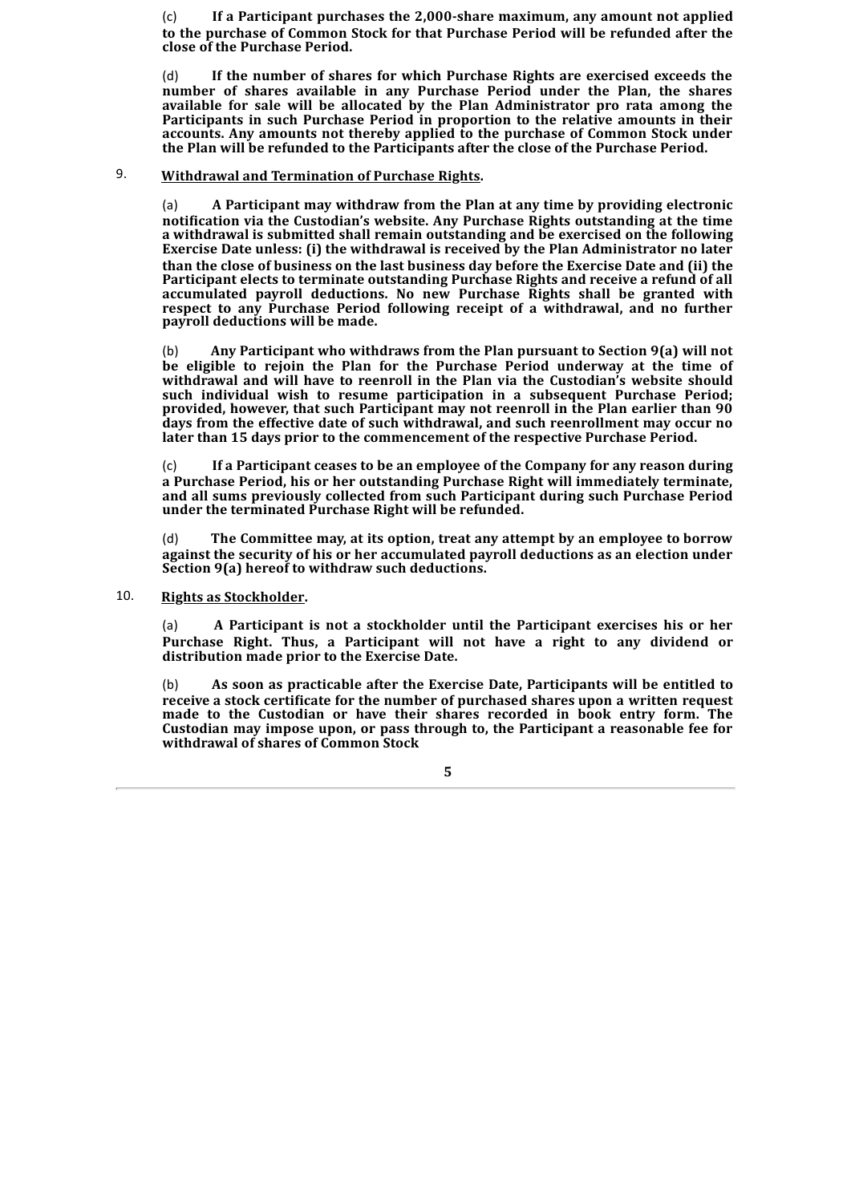(c) **If a Participant purchases the 2,000-share maximum, any amount not applied to the purchase of Common Stock for that Purchase Period will be refunded after the close of the Purchase Period.**

(d) **If the number of shares for which Purchase Rights are exercised exceeds the number of shares available in any Purchase Period under the Plan, the shares available for sale will be allocated by the Plan Administrator pro rata among the Participants in such Purchase Period in proportion to the relative amounts in their accounts. Any amounts not thereby applied to the purchase of Common Stock under the Plan will be refunded to the Participants after the close of the Purchase Period.**

9. **Withdrawal and Termination of Purchase Rights.**

(a) **A Participant may withdraw from the Plan at any time by providing electronic notification via the Custodian's website. Any Purchase Rights outstanding at the time a withdrawal is submitted shall remain outstanding and be exercised on the following Exercise Date unless: (i) the withdrawal is received by the Plan Administrator no later than the close of business on the last business day before the Exercise Date and (ii) the Participant elects to terminate outstanding Purchase Rights and receive a refund of all accumulated payroll deductions. No new Purchase Rights shall be granted with respect to any Purchase Period following receipt of a withdrawal, and no further payroll deductions will be made.**

(b) **Any Participant who withdraws from the Plan pursuant to Section 9(a) will not be eligible to rejoin the Plan for the Purchase Period underway at the time of withdrawal and will have to reenroll in the Plan via the Custodian's website should such individual wish to resume participation in a subsequent Purchase Period; provided, however, that such Participant may not reenroll in the Plan earlier than 90 days from the effective date of such withdrawal, and such reenrollment may occur no later than 15 days prior to the commencement of the respective Purchase Period.**

(c) **If a Participant ceases to be an employee of the Company for any reason during a Purchase Period, his or her outstanding Purchase Right will immediately terminate, and all sums previously collected from such Participant during such Purchase Period under the terminated Purchase Right will be refunded.**

(d) **The Committee may, at its option, treat any attempt by an employee to borrow against the security of his or her accumulated payroll deductions as an election under Section 9(a) hereof to withdraw such deductions.**

10. **Rights as Stockholder.**

(a) **A Participant is not a stockholder until the Participant exercises his or her Purchase Right. Thus, a Participant will not have a right to any dividend or distribution made prior to the Exercise Date.**

(b) **As soon as practicable after the Exercise Date, Participants will be entitled to receive a stock certificate for the number of purchased shares upon a written request made to the Custodian or have their shares recorded in book entry form. The Custodian may impose upon, or pass through to, the Participant a reasonable fee for withdrawal of shares of Common Stock**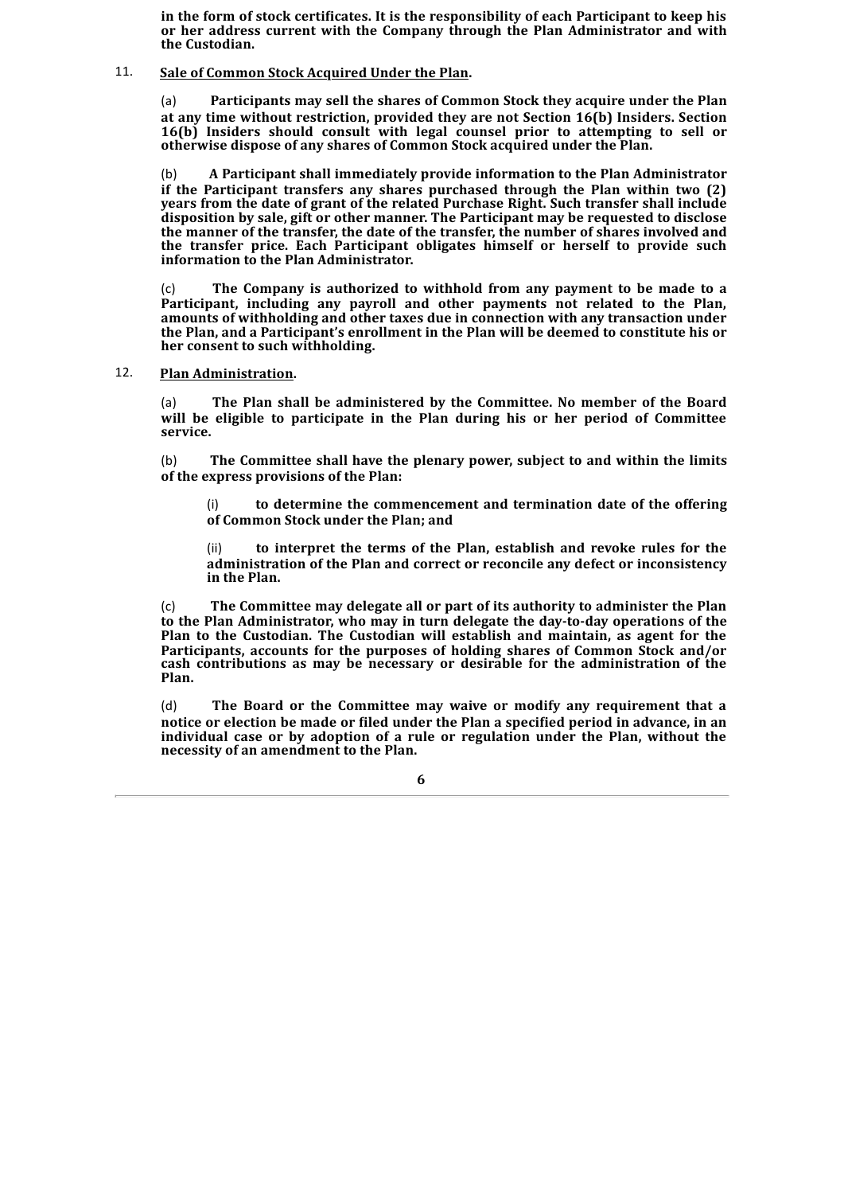**in the form of stock certificates. It is the responsibility of each Participant to keep his or her address current with the Company through the Plan Administrator and with the Custodian.**

11. **Sale of Common Stock Acquired Under the Plan.**

(a) **Participants may sell the shares of Common Stock they acquire under the Plan at any time without restriction, provided they are not Section 16(b) Insiders. Section 16(b) Insiders should consult with legal counsel prior to attempting to sell or otherwise dispose of any shares of Common Stock acquired under the Plan.**

(b) **A Participant shall immediately provide information to the Plan Administrator if the Participant transfers any shares purchased through the Plan within two (2) years from the date of grant of the related Purchase Right. Such transfer shall include disposition by sale, gift or other manner. The Participant may be requested to disclose the manner of the transfer, the date of the transfer, the number of shares involved and the transfer price. Each Participant obligates himself or herself to provide such information to the Plan Administrator.**

(c) **The Company is authorized to withhold from any payment to be made to a Participant, including any payroll and other payments not related to the Plan, amounts of withholding and other taxes due in connection with any transaction under the Plan, and a Participant's enrollment in the Plan will be deemed to constitute his or her consent to such withholding.**

12. **Plan Administration.**

(a) **The Plan shall be administered by the Committee. No member of the Board will be eligible to participate in the Plan during his or her period of Committee service.**

(b) **The Committee shall have the plenary power, subject to and within the limits of the express provisions of the Plan:**

(i) **to determine the commencement and termination date of the offering of Common Stock under the Plan; and**

(ii) **to interpret the terms of the Plan, establish and revoke rules for the administration of the Plan and correct or reconcile any defect or inconsistency in the Plan.**

(c) **The Committee may delegate all or part of its authority to administer the Plan to the Plan Administrator, who may in turn delegate the day-to-day operations of the Plan to the Custodian. The Custodian will establish and maintain, as agent for the Participants, accounts for the purposes of holding shares of Common Stock and/or cash contributions as may be necessary or desirable for the administration of the Plan.**

(d) **The Board or the Committee may waive or modify any requirement that a notice or election be made or filed under the Plan a specified period in advance, in an individual case or by adoption of a rule or regulation under the Plan, without the necessity of an amendment to the Plan.**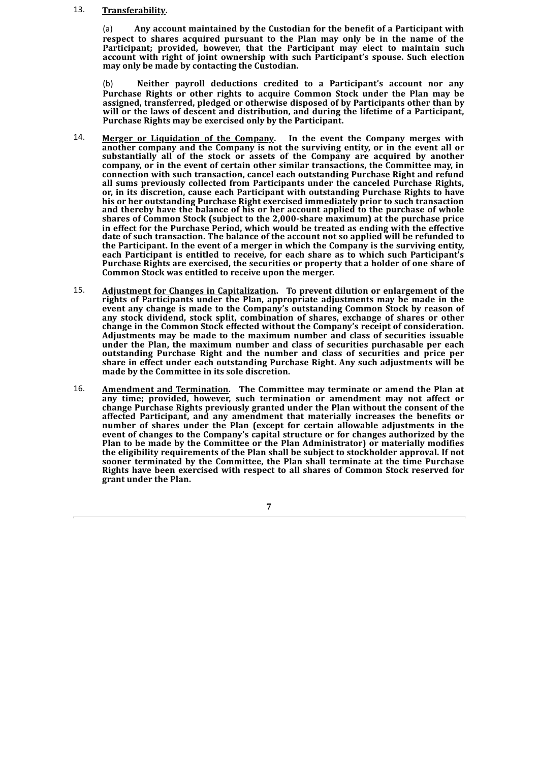13. **Transferability.**

    (a) **Any account maintained by the Custodian for the benefit of a Participant with respect to shares acquired pursuant to the Plan may only be in the name of the Participant; provided, however, that the Participant may elect to maintain such account with right of joint ownership with such Participant's spouse. Such election may only be made by contacting the Custodian.**

    (b) **Neither payroll deductions credited to a Participant's account nor any Purchase Rights or other rights to acquire Common Stock under the Plan may be assigned, transferred, pledged or otherwise disposed of by Participants other than by will or the laws of descent and distribution, and during the lifetime of a Participant, Purchase Rights may be exercised only by the Participant.**

14. **<u>Merger or Liquidation of the Company</u>. In the event the Company merges with another company and the Company is not the surviving entity, or in the event all or substantially all of the stock or assets of the Company are acquired by another company, or in the event of certain other similar transactions, the Committee may, in connection with such transaction, cancel each outstanding Purchase Right and refund all sums previously collected from Participants under the canceled Purchase Rights, or, in its discretion, cause each Participant with outstanding Purchase Rights to have his or her outstanding Purchase Right exercised immediately prior to such transaction and thereby have the balance of his or her account applied to the purchase of whole shares of Common Stock (subject to the 2,000-share maximum) at the purchase price in effect for the Purchase Period, which would be treated as ending with the effective date of such transaction. The balance of the account not so applied will be refunded to the Participant. In the event of a merger in which the Company is the surviving entity, each Participant is entitled to receive, for each share as to which such Participant's Purchase Rights are exercised, the securities or property that a holder of one share of Common Stock was entitled to receive upon the merger.**

15. **<u>Adjustment for Changes in Capitalization</u>. To prevent dilution or enlargement of the rights of Participants under the Plan, appropriate adjustments may be made in the event any change is made to the Company's outstanding Common Stock by reason of any stock dividend, stock split, combination of shares, exchange of shares or other change in the Common Stock effected without the Company's receipt of consideration. Adjustments may be made to the maximum number and class of securities issuable under the Plan, the maximum number and class of securities purchasable per each outstanding Purchase Right and the number and class of securities and price per share in effect under each outstanding Purchase Right. Any such adjustments will be made by the Committee in its sole discretion.**

16. **<u>Amendment and Termination</u>. The Committee may terminate or amend the Plan at any time; provided, however, such termination or amendment may not affect or change Purchase Rights previously granted under the Plan without the consent of the affected Participant, and any amendment that materially increases the benefits or number of shares under the Plan (except for certain allowable adjustments in the event of changes to the Company's capital structure or for changes authorized by the Plan to be made by the Committee or the Plan Administrator) or materially modifies the eligibility requirements of the Plan shall be subject to stockholder approval. If not sooner terminated by the Committee, the Plan shall terminate at the time Purchase Rights have been exercised with respect to all shares of Common Stock reserved for grant under the Plan.**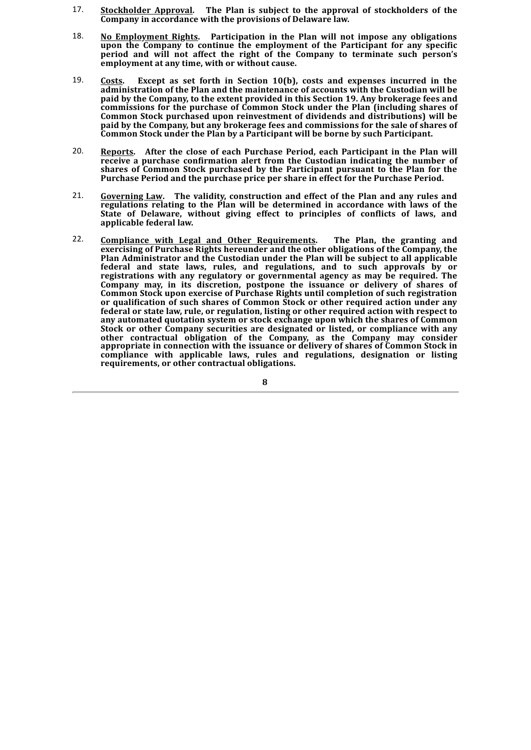17. **<u>Stockholder Approval</u>. The Plan is subject to the approval of stockholders of the Company in accordance with the provisions of Delaware law.**

18. **<u>No Employment Rights</u>. Participation in the Plan will not impose any obligations upon the Company to continue the employment of the Participant for any specific period and will not affect the right of the Company to terminate such person's employment at any time, with or without cause.**

19. **<u>Costs</u>. Except as set forth in Section 10(b), costs and expenses incurred in the administration of the Plan and the maintenance of accounts with the Custodian will be paid by the Company, to the extent provided in this Section 19. Any brokerage fees and commissions for the purchase of Common Stock under the Plan (including shares of Common Stock purchased upon reinvestment of dividends and distributions) will be paid by the Company, but any brokerage fees and commissions for the sale of shares of Common Stock under the Plan by a Participant will be borne by such Participant.**

20. **<u>Reports</u>. After the close of each Purchase Period, each Participant in the Plan will receive a purchase confirmation alert from the Custodian indicating the number of shares of Common Stock purchased by the Participant pursuant to the Plan for the Purchase Period and the purchase price per share in effect for the Purchase Period.**

21. **<u>Governing Law</u>. The validity, construction and effect of the Plan and any rules and regulations relating to the Plan will be determined in accordance with laws of the State of Delaware, without giving effect to principles of conflicts of laws, and applicable federal law.**

22. **<u>Compliance with Legal and Other Requirements</u>. The Plan, the granting and exercising of Purchase Rights hereunder and the other obligations of the Company, the Plan Administrator and the Custodian under the Plan will be subject to all applicable federal and state laws, rules, and regulations, and to such approvals by or registrations with any regulatory or governmental agency as may be required. The Company may, in its discretion, postpone the issuance or delivery of shares of Common Stock upon exercise of Purchase Rights until completion of such registration or qualification of such shares of Common Stock or other required action under any federal or state law, rule, or regulation, listing or other required action with respect to any automated quotation system or stock exchange upon which the shares of Common Stock or other Company securities are designated or listed, or compliance with any other contractual obligation of the Company, as the Company may consider appropriate in connection with the issuance or delivery of shares of Common Stock in compliance with applicable laws, rules and regulations, designation or listing requirements, or other contractual obligations.**